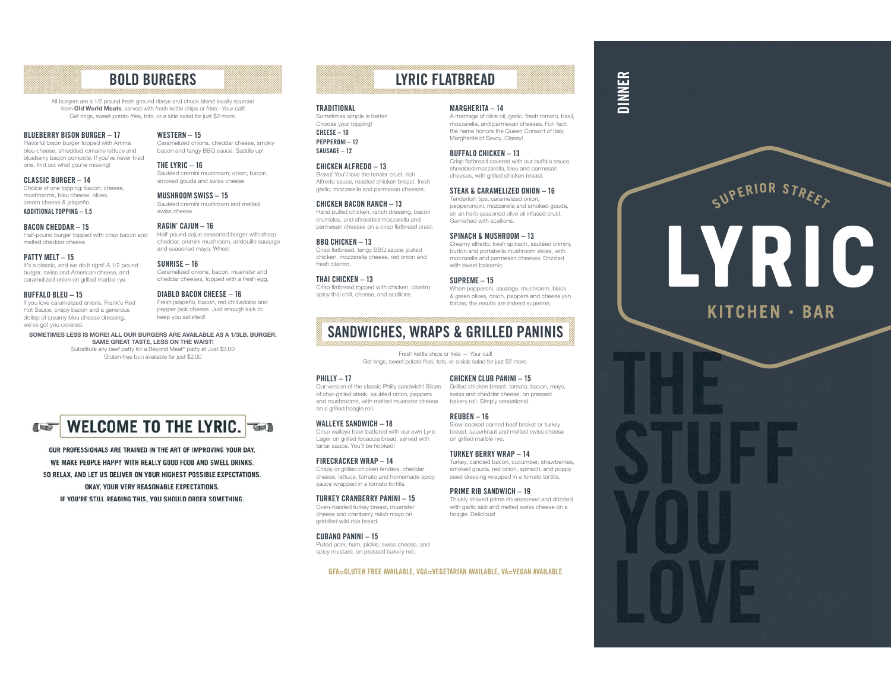## BOLD BURGERS

All burgers are a 1/2 pound fresh ground ribeye and chuck blend locally sourced from **Old World Meats**, served with fresh kettle chips or fries—Your call! Get rings, sweet potato fries, tots, or a side salad for just $2 more.

**BLUEBERRY BISON BURGER – 17**
Flavorful bison burger topped with Amma bleu cheese, shredded romaine lettuce and blueberry bacon compote. If you've never tried one, find out what you're missing!

**CLASSIC BURGER – 14**
Choice of one topping: bacon, cheese, mushrooms, bleu cheese, olives, cream cheese & jalapeño.
**ADDITIONAL TOPPING – 1.5**

**BACON CHEDDAR – 15**
Half-pound burger topped with crisp bacon and melted cheddar cheese.

**PATTY MELT – 15**
It's a classic, and we do it right! A 1/2 pound burger, swiss and American cheese, and caramelized onion on grilled marble rye.

**BUFFALO BLEU – 15**
If you love caramelized onions, Frank's Red Hot Sauce, crispy bacon and a generous dollop of creamy bleu cheese dressing, we've got you covered.

**WESTERN – 15**
Caramelized onions, cheddar cheese, smoky bacon and tangy BBQ sauce. Saddle up!

**THE LYRIC – 16**
Sautéed cremini mushroom, onion, bacon, smoked gouda and swiss cheese.

**MUSHROOM SWISS – 15**
Sautéed cremini mushroom and melted swiss cheese.

**RAGIN' CAJUN – 16**
Half-pound cajun seasoned burger with sharp cheddar, cremini mushroom, andouille sausage and seasoned mayo. Whoo!

**SUNRISE – 16**
Caramelized onions, cheese, bacon, muenster and cheddar cheeses, topped with a fresh egg.

**DIABLO BACON CHEESE – 16**
Fresh jalapeño, bacon, red chili adobo and pepper jack cheese. Just enough kick to keep you satisfied!

**SOMETIMES LESS IS MORE! ALL OUR BURGERS ARE AVAILABLE AS A 1/3LB. BURGER. SAME GREAT TASTE, LESS ON THE WAIST!**
Substitute any beef patty for a Beyond Meat® patty at Just $3.00
Gluten-free bun available for just $2.00

## WELCOME TO THE LYRIC.

OUR PROFESSIONALS ARE TRAINED IN THE ART OF IMPROVING YOUR DAY.
WE MAKE PEOPLE HAPPY WITH REALLY GOOD FOOD AND SWELL DRINKS.
SO RELAX, AND LET US DELIVER ON YOUR HIGHEST POSSIBLE EXPECTATIONS.
OKAY, YOUR VERY REASONABLE EXPECTATIONS.
IF YOU'RE STILL READING THIS, YOU SHOULD ORDER SOMETHING.

## LYRIC FLATBREAD

**TRADITIONAL**
Sometimes simple is better!
Choose your topping!
**CHEESE – 10**
**PEPPERONI – 12**
**SAUSAGE – 12**

**CHICKEN ALFREDO – 13**
Bravo! You'll love the tender crust, rich Alfredo sauce, roasted chicken breast, fresh garlic, mozzarella and parmesan cheeses.

**CHICKEN BACON RANCH – 13**
Hand pulled chicken, ranch dressing, bacon crumbles, and shredded mozzarella and parmesan cheeses on a crisp flatbread crust.

**BBQ CHICKEN – 13**
Crisp flatbread, tangy BBQ sauce, pulled chicken, mozzarella cheese, red onion and fresh cilantro.

**THAI CHICKEN – 13**
Crisp flatbread topped with chicken, cilantro, spicy thai chili, cheese, and scallions

**MARGHERITA – 14**
A marriage of olive oil, garlic, fresh tomato, basil, mozzarella, and parmesan cheeses. Fun fact: the name honors the Queen Consort of Italy, Margherita of Savoy. Classy!

**BUFFALO CHICKEN – 13**
Crisp flatbread covered with our buffalo sauce, shredded mozzarella, bleu and parmesan cheeses, with grilled chicken breast.

**STEAK & CARAMELIZED ONION – 16**
Tenderloin tips, caramelized onion, pepperoncini, mozzarella and smoked gouda, on an herb seasoned olive oil infused crust. Garnished with scallions.

**SPINACH & MUSHROOM – 13**
Creamy alfredo, fresh spinach, sautéed crimini, button and portabella mushroom slices, with mozzarella and parmesan cheeses. Drizzled with sweet balsamic.

**SUPREME – 15**
When pepperoni, sausage, mushroom, black & green olives, onion, peppers and cheese join forces, the results are indeed supreme.

## SANDWICHES, WRAPS & GRILLED PANINIS

Fresh kettle chips or fries — Your call!
Get rings, sweet potato fries, tots, or a side salad for just $2 more.

**PHILLY – 17**
Our version of the classic Philly sandwich! Slices of char-grilled steak, sautéed onion, peppers and mushrooms, with melted muenster cheese on a grilled hoagie roll.

**WALLEYE SANDWICH – 18**
Crisp walleye beer battered with our own Lyric Lager on grilled focaccia bread, served with tartar sauce. You'll be hooked!

**FIRECRACKER WRAP – 14**
Crispy or grilled chicken tenders, cheddar cheese, lettuce, tomato and homemade spicy sauce wrapped in a tomato tortilla.

**TURKEY CRANBERRY PANINI – 15**
Oven-roasted turkey breast, muenster cheese and cranberry relish mayo on griddled wild rice bread.

**CUBANO PANINI – 15**
Pulled pork, ham, pickle, swiss cheese, and spicy mustard, on pressed bakery roll.

**CHICKEN CLUB PANINI – 15**
Grilled chicken breast, tomato, bacon, mayo, swiss and cheddar cheese, on pressed bakery roll. Simply sensational.

**REUBEN – 16**
Slow-cooked corned beef brisket or turkey breast, sauerkraut and melted swiss cheese on grilled marble rye.

**TURKEY BERRY WRAP – 14**
Turkey, candied bacon, cucumber, strawberries, smoked gouda, red onion, spinach, and poppy seed dressing wrapped in a tomato tortilla.

**PRIME RIB SANDWICH – 19**
Thickly shaved prime rib seasoned and drizzled with garlic aioli and melted swiss cheese on a hoagie. Delicious!

GFA=GLUTEN FREE AVAILABLE, VGA=VEGETARIAN AVAILABLE, VA=VEGAN AVAILABLE

DINNER

SUPERIOR STREET
# LYRIC
KITCHEN • BAR

THE STUFF YOU LOVE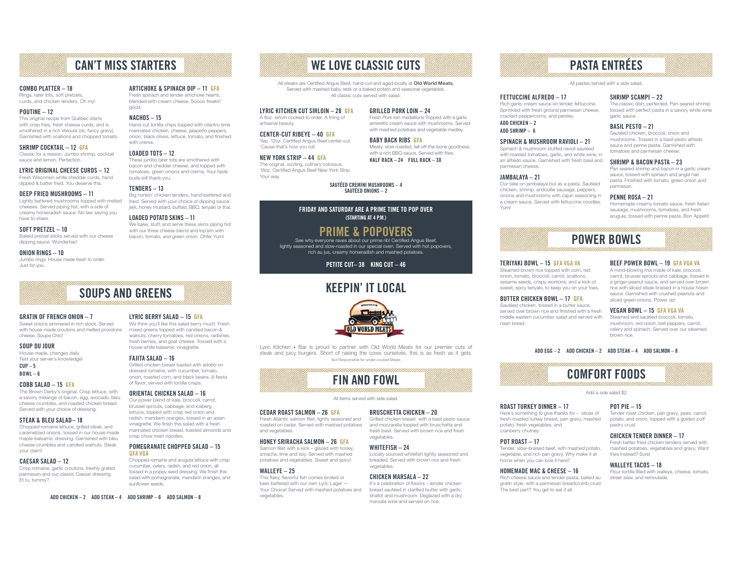## CAN'T MISS STARTERS

**COMBO PLATTER – 18**
Rings, tater tots, soft pretzels, curds, and chicken tenders. Oh my!

**POUTINE – 12**
This original recipe from Québec starts with crisp fries, fresh cheese curds, and is smothered in a rich Velouté (ok, fancy gravy). Garnished with scallions and chopped tomato.

**SHRIMP COCKTAIL – 12** GFA
Classic for a reason. Jumbo shrimp, cocktail sauce and lemon. Perfection.

**LYRIC ORIGINAL CHEESE CURDS – 12**
Fresh Wisconsin white cheddar curds, hand dipped & batter fried. You deserve this.

**DEEP FRIED MUSHROOMS – 11**
Lightly battered mushrooms topped with melted cheeses. Served piping hot, with a side of creamy horseradish sauce. No law saying you have to share.

**SOFT PRETZEL – 10**
Baked pretzel sticks served with our cheese dipping sauce. Wunderbar!

**ONION RINGS – 10**
Jumbo rings. House made fresh to order. Just for you.

**ARTICHOKE & SPINACH DIP – 11** GFA
Fresh spinach and tender artichoke hearts, blended with cream cheese. Soooo freakin' good.

**NACHOS – 15**
Hand-cut tortilla chips topped with cilantro-lime marinated chicken, cheese, jalapeño peppers, onion, black olives, lettuce, tomato, and finished with crema.

**LOADED TOTS – 12**
These jumbo tater tots are smothered with bacon and cheddar cheese, and topped with tomatoes, green onions and crema. Your taste buds will thank you.

**TENDERS – 13**
Big honkin' chicken tenders, hand-battered and fried. Served with your choice of dipping sauce: jerk, honey mustard, buffalo, BBQ, teriyaki or thai.

**LOADED POTATO SKINS – 11**
We bake, stuff, and serve these skins piping hot with our three cheese blend and top'em with bacon, tomato, and green onion. Ohfer Yum!

## SOUPS AND GREENS

**GRATIN OF FRENCH ONION – 7**
Sweet onions simmered in rich stock. Served with house-made croutons and melted provolone cheese. Soupe Chic!

**SOUP DU JOUR**
House-made, changes daily. Test your server's knowledge!
**CUP – 5**
**BOWL – 6**

**COBB SALAD – 15** GFA
The Brown Derby's original. Crisp lettuce, with a savory mélange of bacon, egg, avocado, bleu cheese crumbles, and roasted chicken breast. Served with your choice of dressing.

**STEAK & BLEU SALAD– 18**
Chopped romaine lettuce, grilled steak, and caramelized onions, tossed in our house-made maple-balsamic dressing. Garnished with bleu cheese crumbles and candied walnuts. Steak your claim!

**CAESAR SALAD – 12**
Crisp romaine, garlic croutons, freshly grated parmesan and our classic Caesar dressing. Et tu, tummy?

**LYRIC BERRY SALAD – 15** GFA
We think you'll like this salad berry much. Fresh mixed greens topped with candied bacon & walnuts, cherry tomatoes, red onions, radishes, fresh berries, and goat cheese. Tossed with a house white balsamic vinaigrette.

**FAJITA SALAD – 16**
Grilled chicken breast basted with adobo on dressed romaine, with cucumber, tomato, onion, roasted corn, and black beans. A fiesta of flavor, served with tortilla crisps.

**ORIENTAL CHICKEN SALAD – 16**
Our power blend of kale, broccoli, carrot, brussel sprouts, cabbage, and iceberg lettuce, topped with crisp red onion and radish, mandarin oranges, tossed in an asian vinaigrette. We finish this salad with a fresh marinated chicken breast, toasted almonds and crisp chow mein noodles.

**POMEGRANATE CHOPPED SALAD – 15** GFA VGA
Chopped romaine and arugula lettuce with crisp cucumber, celery, radish, and red onion, all tossed in a poppy seed dressing. We finish this salad with pomegranate, mandarin oranges, and sunflower seeds.

**ADD CHICKEN – 2 ADD STEAK – 4 ADD SHRIMP – 6 ADD SALMON – 8**

## WE LOVE CLASSIC CUTS

All steaks are Certified Angus Beef, hand-cut and aged locally at **Old World Meats.** Served with mashed baby reds or a baked potato and seasonal vegetables. All classic cuts served with salad.

**LYRIC KITCHEN CUT SIRLOIN – 28** GFA
A 8oz. sirloin cooked to order. A thing of artisanal beauty.

**CENTER-CUT RIBEYE – 40** GFA
Yep. 12oz. Certified Angus Beef center-cut. 'Cause that's how you roll.

**NEW YORK STRIP – 44** GFA
The original, sizzling, culinary colossus. 16oz. Certified Angus Beef New York Strip. Your way.

**GRILLED PORK LOIN – 24**
Fresh Pork loin medallions Topped with a garlic ameretto cream sauce with mushrooms. Served with mashed potatoes and vegetable medley.

**BABY BACK RIBS** GFA
Meaty, slow roasted, fall-off-the-bone goodness, with a rich BBQ sauce. Served with fries.
**HALF RACK – 24 FULL RACK – 30**

**SAUTÉED CREMINI MUSHROOMS – 4**
**SAUTÉED ONIONS – 2**

**FRIDAY AND SATURDAY ARE A PRIME TIME TO POP OVER (STARTING AT 4 P.M.)**

## PRIME & POPOVERS

See why everyone raves about our prime rib! Certified Angus Beef, lightly seasoned and slow-roasted in our special oven. Served with hot popovers, rich au jus, creamy horseradish and mashed potatoes.

**PETITE CUT– 38 KING CUT – 46**

## KEEPIN' IT LOCAL

Lyric Kitchen • Bar is proud to partner with Old World Meats for our premier cuts of steak and juicy burgers. Short of raising the cows ourselves, this is as fresh as it gets.

Not Responsible for under cooked Meats

## FIN AND FOWL

All items served with side salad.

**CEDAR ROAST SALMON – 26** GFA
Fresh Atlantic salmon fillet, lightly seasoned and roasted on cedar. Served with mashed potatoes and vegetables.

**HONEY SRIRACHA SALMON – 26** GFA
Salmon fillet with a kick – glazed with honey, sriracha, lime and soy. Served with mashed potatoes and vegetables. Sweet and spicy!

**WALLEYE – 25**
This flaky, flavorful fish comes broiled or beer battered with our own Lyric Lager — Your Choice! Served with mashed potatoes and vegetables.

**BRUSCHETTA CHICKEN – 20**
Grilled chicken breast with a basil pesto sauce and mozzarella topped with bruschetta and fresh basil. Served with brown rice and fresh vegetables.

**WHITEFISH – 24**
Locally sourced whitefish lightly seasoned and breaded. Served with brown rice and fresh vegetables.

**CHICKEN MARSALA – 22**
It's a celebration of flavors – tender chicken breast sautéed in clarified butter with garlic, shallot and mushroom. Deglazed with a dry marsala wine and served on rice.

## PASTA ENTRÉES

All pastas served with a side salad.

**FETTUCCINE ALFREDO – 17**
Rich garlic cream sauce on tender fettuccine. Sprinkled with fresh ground parmesan cheese, cracked peppercorns, and parsley.
**ADD CHICKEN – 2**
**ADD SHRIMP – 6**

**SPINACH & MUSHROOM RAVIOLI – 21**
Spinach & mushroom stuffed ravioli sautéed with roasted tomatoes, garlic, and white wine, in an alfredo sauce. Garnished with fresh basil and parmesan cheese.

**JAMBALAYA – 21**
Our take on jambalaya but as a pasta. Sautéed chicken, shrimp, andoullie sausage, peppers, onions and mushrooms with cajun seasoning in a cream sauce. Served with fettuccine noodles. Yum!

**SHRIMP SCAMPI – 22**
The classic dish, perfected. Pan-seared shrimp tossed with perfect pasta in a savory white wine garlic sauce.

**BASIL PESTO – 21**
Sautéed chicken, broccoli, onion and mushrooms. Tossed in a basil pesto alfredo sauce and penne pasta. Garnished with tomatoes and parmesan cheese.

**SHRIMP & BACON PASTA – 23**
Pan seared shrimp and bacon in a garlic cream sauce, tossed with spinach and angel hair pasta. Finished with tomato, green onion and parmesan.

**PENNE ROSA – 21**
Homemade creamy tomato sauce, fresh Italian sausage, mushrooms, tomatoes, and fresh arugula, tossed with penne pasta. Bon Appetit.

## POWER BOWLS

**TERIYAKI BOWL – 15** GFA VGA VA
Steamed brown rice topped with corn, red onion, tomato, broccoli, carrot, scallions, sesame seeds, crispy wontons, and a kick of sweet, spicy teriyaki, to keep you on your toes.

**BUTTER CHICKEN BOWL – 17** GFA
Sautéed chicken, tossed in a butter sauce, served over brown rice and finished with a fresh middle eastern cucumber salad and served with naan bread.

**BEEF POWER BOWL – 19** GFA VGA VA
A mind-blowing mix made of kale, broccoli, carrot, brussel sprouts and cabbage, tossed in a ginger peanut sauce, and served over brown rice with sliced steak braised in a house hoisin sauce. Garnished with crushed peanuts and sliced green onions. Power up!

**VEGAN BOWL – 15** GFA VGA VA
Steamed and sautéed broccoli, tomato, mushroom, red onion, bell peppers, carrot, celery and spinach. Served over our steamed brown rice.

**ADD EGG – 2 ADD CHICKEN – 2 ADD STEAK – 4 ADD SALMON – 8**

## COMFORT FOODS

Add a side salad $2

**ROAST TURKEY DINNER – 17**
Here's something to give thanks for – slices of fresh-roasted turkey breast, pan gravy, mashed potato, fresh vegetables, and cranberry chutney.

**POT ROAST – 17**
Tender, slow-braised beef, with mashed potato, vegetable, and rich pan gravy. Why make it at home when you can love it here?

**HOMEMADE MAC & CHEESE – 16**
Rich cheese sauce and tender pasta, baked au gratin style, with a parmesan breadcrumb crust. The best part? You get to eat it all.

**POT PIE – 15**
Tender roast chicken, pan gravy, peas, carrot, potato, and onion, topped with a golden puff pastry crust.

**CHICKEN TENDER DINNER – 17**
Fresh batter fried chicken tenders served with mashed potatoes, vegetables and gravy. Want fries instead? Sure!

**WALLEYE TACOS – 18**
Flour tortilla filled with walleye, cheese, tomato, street slaw, and remoulade.